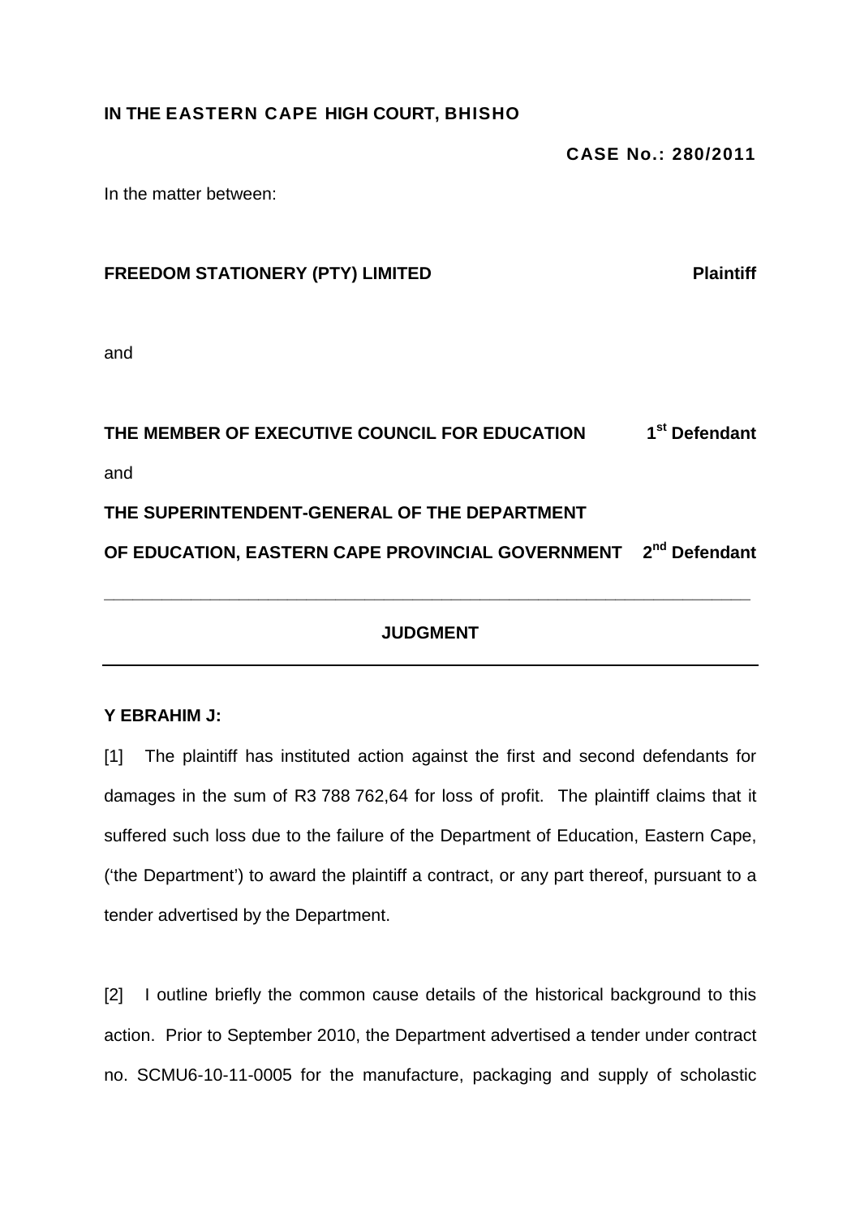**IN THE EASTERN CAPE HIGH COURT, BHISHO**

**CASE No.: 280/2011**

In the matter between:

**FREEDOM STATIONERY (PTY) LIMITED** **Plaintiff**

and

**THE MEMBER OF EXECUTIVE COUNCIL FOR EDUCATION** **1st Defendant**

and

**THE SUPERINTENDENT-GENERAL OF THE DEPARTMENT OF EDUCATION, EASTERN CAPE PROVINCIAL GOVERNMENT** **2nd Defendant**

---

**JUDGMENT**

---

**Y EBRAHIM J:**

[1] The plaintiff has instituted action against the first and second defendants for damages in the sum of R3 788 762,64 for loss of profit. The plaintiff claims that it suffered such loss due to the failure of the Department of Education, Eastern Cape, ('the Department') to award the plaintiff a contract, or any part thereof, pursuant to a tender advertised by the Department.

[2] I outline briefly the common cause details of the historical background to this action. Prior to September 2010, the Department advertised a tender under contract no. SCMU6-10-11-0005 for the manufacture, packaging and supply of scholastic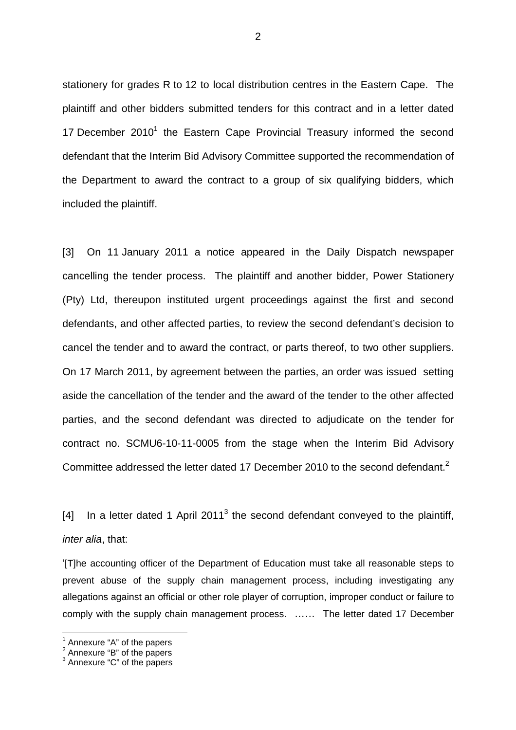stationery for grades R to 12 to local distribution centres in the Eastern Cape. The plaintiff and other bidders submitted tenders for this contract and in a letter dated 17 December 2010[1] the Eastern Cape Provincial Treasury informed the second defendant that the Interim Bid Advisory Committee supported the recommendation of the Department to award the contract to a group of six qualifying bidders, which included the plaintiff.

[3] On 11 January 2011 a notice appeared in the Daily Dispatch newspaper cancelling the tender process. The plaintiff and another bidder, Power Stationery (Pty) Ltd, thereupon instituted urgent proceedings against the first and second defendants, and other affected parties, to review the second defendant's decision to cancel the tender and to award the contract, or parts thereof, to two other suppliers. On 17 March 2011, by agreement between the parties, an order was issued setting aside the cancellation of the tender and the award of the tender to the other affected parties, and the second defendant was directed to adjudicate on the tender for contract no. SCMU6-10-11-0005 from the stage when the Interim Bid Advisory Committee addressed the letter dated 17 December 2010 to the second defendant.[2]

[4] In a letter dated 1 April 2011[3] the second defendant conveyed to the plaintiff, *inter alia*, that:

'[T]he accounting officer of the Department of Education must take all reasonable steps to prevent abuse of the supply chain management process, including investigating any allegations against an official or other role player of corruption, improper conduct or failure to comply with the supply chain management process. …… The letter dated 17 December

---

[1] Annexure "A" of the papers
[2] Annexure "B" of the papers
[3] Annexure "C" of the papers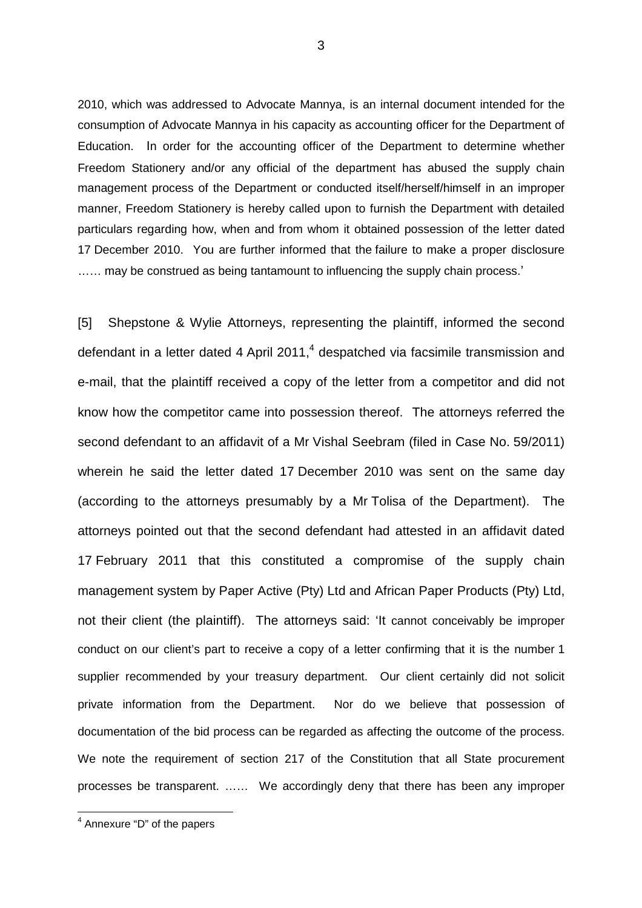2010, which was addressed to Advocate Mannya, is an internal document intended for the consumption of Advocate Mannya in his capacity as accounting officer for the Department of Education. In order for the accounting officer of the Department to determine whether Freedom Stationery and/or any official of the department has abused the supply chain management process of the Department or conducted itself/herself/himself in an improper manner, Freedom Stationery is hereby called upon to furnish the Department with detailed particulars regarding how, when and from whom it obtained possession of the letter dated 17 December 2010. You are further informed that the failure to make a proper disclosure …… may be construed as being tantamount to influencing the supply chain process.'

[5] Shepstone & Wylie Attorneys, representing the plaintiff, informed the second defendant in a letter dated 4 April 2011,[4] despatched via facsimile transmission and e-mail, that the plaintiff received a copy of the letter from a competitor and did not know how the competitor came into possession thereof. The attorneys referred the second defendant to an affidavit of a Mr Vishal Seebram (filed in Case No. 59/2011) wherein he said the letter dated 17 December 2010 was sent on the same day (according to the attorneys presumably by a Mr Tolisa of the Department). The attorneys pointed out that the second defendant had attested in an affidavit dated 17 February 2011 that this constituted a compromise of the supply chain management system by Paper Active (Pty) Ltd and African Paper Products (Pty) Ltd, not their client (the plaintiff). The attorneys said: 'It cannot conceivably be improper conduct on our client's part to receive a copy of a letter confirming that it is the number 1 supplier recommended by your treasury department. Our client certainly did not solicit private information from the Department. Nor do we believe that possession of documentation of the bid process can be regarded as affecting the outcome of the process. We note the requirement of section 217 of the Constitution that all State procurement processes be transparent. …… We accordingly deny that there has been any improper

[4] Annexure "D" of the papers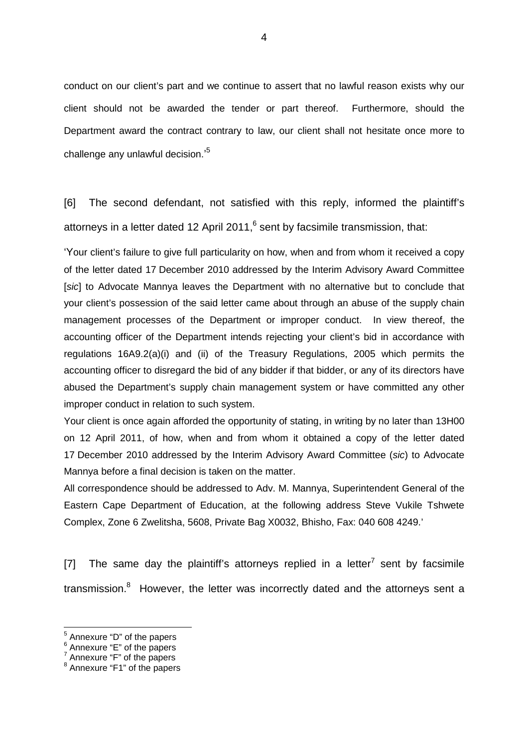conduct on our client's part and we continue to assert that no lawful reason exists why our client should not be awarded the tender or part thereof. Furthermore, should the Department award the contract contrary to law, our client shall not hesitate once more to challenge any unlawful decision.'[5]

[6] The second defendant, not satisfied with this reply, informed the plaintiff's attorneys in a letter dated 12 April 2011,[6] sent by facsimile transmission, that:

'Your client's failure to give full particularity on how, when and from whom it received a copy of the letter dated 17 December 2010 addressed by the Interim Advisory Award Committee [*sic*] to Advocate Mannya leaves the Department with no alternative but to conclude that your client's possession of the said letter came about through an abuse of the supply chain management processes of the Department or improper conduct. In view thereof, the accounting officer of the Department intends rejecting your client's bid in accordance with regulations 16A9.2(a)(i) and (ii) of the Treasury Regulations, 2005 which permits the accounting officer to disregard the bid of any bidder if that bidder, or any of its directors have abused the Department's supply chain management system or have committed any other improper conduct in relation to such system.

Your client is once again afforded the opportunity of stating, in writing by no later than 13H00 on 12 April 2011, of how, when and from whom it obtained a copy of the letter dated 17 December 2010 addressed by the Interim Advisory Award Committee (*sic*) to Advocate Mannya before a final decision is taken on the matter.

All correspondence should be addressed to Adv. M. Mannya, Superintendent General of the Eastern Cape Department of Education, at the following address Steve Vukile Tshwete Complex, Zone 6 Zwelitsha, 5608, Private Bag X0032, Bhisho, Fax: 040 608 4249.'

[7] The same day the plaintiff's attorneys replied in a letter[7] sent by facsimile transmission.[8] However, the letter was incorrectly dated and the attorneys sent a

---

[5] Annexure "D" of the papers

[6] Annexure "E" of the papers

[7] Annexure "F" of the papers

[8] Annexure "F1" of the papers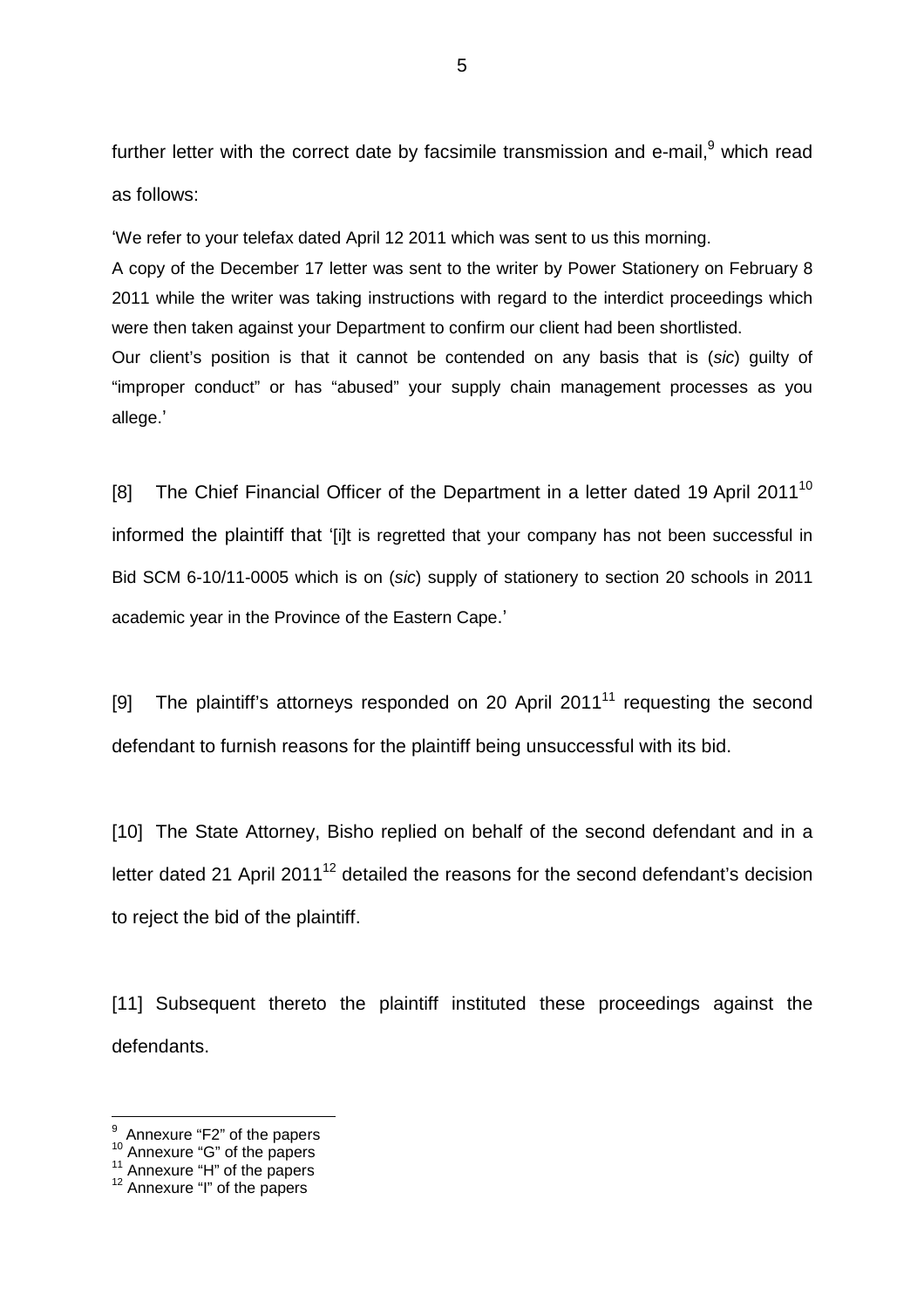further letter with the correct date by facsimile transmission and e-mail,[9] which read as follows:

> 'We refer to your telefax dated April 12 2011 which was sent to us this morning.
>
> A copy of the December 17 letter was sent to the writer by Power Stationery on February 8 2011 while the writer was taking instructions with regard to the interdict proceedings which were then taken against your Department to confirm our client had been shortlisted.
>
> Our client's position is that it cannot be contended on any basis that is (*sic*) guilty of "improper conduct" or has "abused" your supply chain management processes as you allege.'

[8] The Chief Financial Officer of the Department in a letter dated 19 April 2011[10] informed the plaintiff that '[i]t is regretted that your company has not been successful in Bid SCM 6-10/11-0005 which is on (*sic*) supply of stationery to section 20 schools in 2011 academic year in the Province of the Eastern Cape.'

[9] The plaintiff's attorneys responded on 20 April 2011[11] requesting the second defendant to furnish reasons for the plaintiff being unsuccessful with its bid.

[10] The State Attorney, Bisho replied on behalf of the second defendant and in a letter dated 21 April 2011[12] detailed the reasons for the second defendant's decision to reject the bid of the plaintiff.

[11] Subsequent thereto the plaintiff instituted these proceedings against the defendants.

---

[9] Annexure "F2" of the papers

[10] Annexure "G" of the papers

[11] Annexure "H" of the papers

[12] Annexure "I" of the papers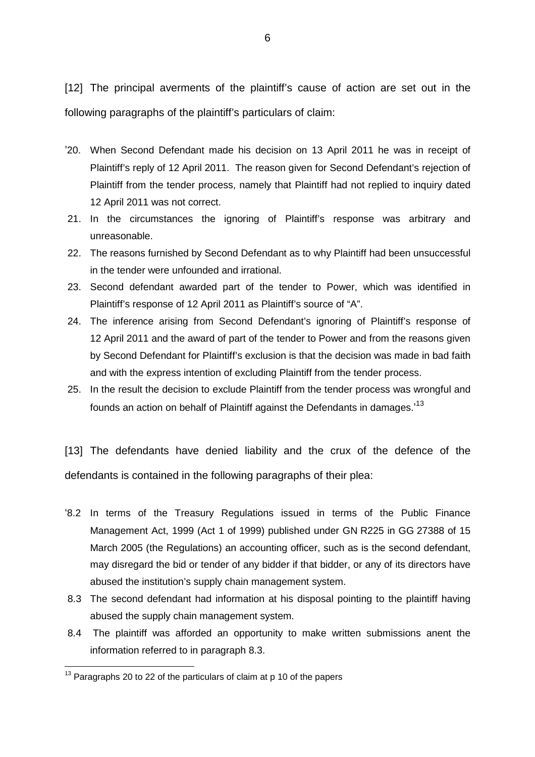[12] The principal averments of the plaintiff's cause of action are set out in the following paragraphs of the plaintiff's particulars of claim:

'20. When Second Defendant made his decision on 13 April 2011 he was in receipt of Plaintiff's reply of 12 April 2011. The reason given for Second Defendant's rejection of Plaintiff from the tender process, namely that Plaintiff had not replied to inquiry dated 12 April 2011 was not correct.

21. In the circumstances the ignoring of Plaintiff's response was arbitrary and unreasonable.

22. The reasons furnished by Second Defendant as to why Plaintiff had been unsuccessful in the tender were unfounded and irrational.

23. Second defendant awarded part of the tender to Power, which was identified in Plaintiff's response of 12 April 2011 as Plaintiff's source of "A".

24. The inference arising from Second Defendant's ignoring of Plaintiff's response of 12 April 2011 and the award of part of the tender to Power and from the reasons given by Second Defendant for Plaintiff's exclusion is that the decision was made in bad faith and with the express intention of excluding Plaintiff from the tender process.

25. In the result the decision to exclude Plaintiff from the tender process was wrongful and founds an action on behalf of Plaintiff against the Defendants in damages.'[13]

[13] The defendants have denied liability and the crux of the defence of the defendants is contained in the following paragraphs of their plea:

'8.2 In terms of the Treasury Regulations issued in terms of the Public Finance Management Act, 1999 (Act 1 of 1999) published under GN R225 in GG 27388 of 15 March 2005 (the Regulations) an accounting officer, such as is the second defendant, may disregard the bid or tender of any bidder if that bidder, or any of its directors have abused the institution's supply chain management system.

8.3 The second defendant had information at his disposal pointing to the plaintiff having abused the supply chain management system.

8.4 The plaintiff was afforded an opportunity to make written submissions anent the information referred to in paragraph 8.3.

---

[13] Paragraphs 20 to 22 of the particulars of claim at p 10 of the papers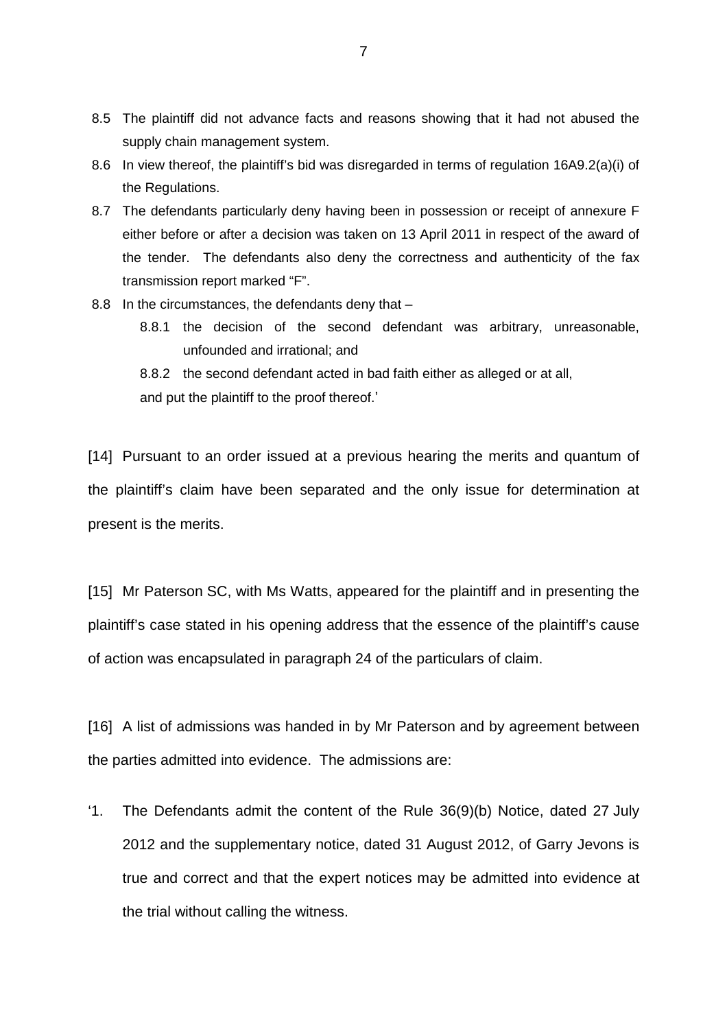8.5 The plaintiff did not advance facts and reasons showing that it had not abused the supply chain management system.

8.6 In view thereof, the plaintiff's bid was disregarded in terms of regulation 16A9.2(a)(i) of the Regulations.

8.7 The defendants particularly deny having been in possession or receipt of annexure F either before or after a decision was taken on 13 April 2011 in respect of the award of the tender. The defendants also deny the correctness and authenticity of the fax transmission report marked "F".

8.8 In the circumstances, the defendants deny that –

  8.8.1 the decision of the second defendant was arbitrary, unreasonable, unfounded and irrational; and

  8.8.2 the second defendant acted in bad faith either as alleged or at all,

  and put the plaintiff to the proof thereof.'

[14] Pursuant to an order issued at a previous hearing the merits and quantum of the plaintiff's claim have been separated and the only issue for determination at present is the merits.

[15] Mr Paterson SC, with Ms Watts, appeared for the plaintiff and in presenting the plaintiff's case stated in his opening address that the essence of the plaintiff's cause of action was encapsulated in paragraph 24 of the particulars of claim.

[16] A list of admissions was handed in by Mr Paterson and by agreement between the parties admitted into evidence. The admissions are:

'1. The Defendants admit the content of the Rule 36(9)(b) Notice, dated 27 July 2012 and the supplementary notice, dated 31 August 2012, of Garry Jevons is true and correct and that the expert notices may be admitted into evidence at the trial without calling the witness.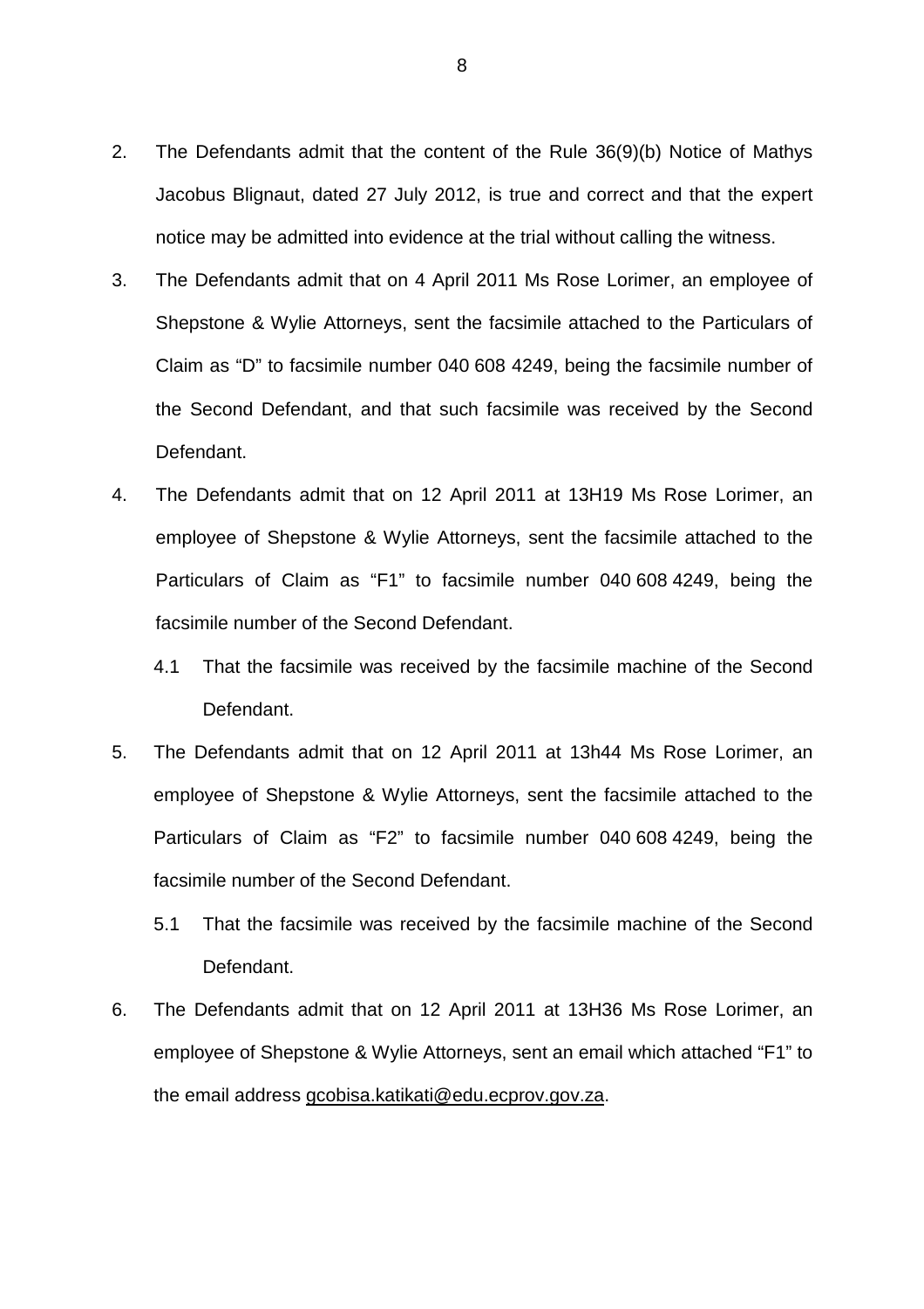2. The Defendants admit that the content of the Rule 36(9)(b) Notice of Mathys Jacobus Blignaut, dated 27 July 2012, is true and correct and that the expert notice may be admitted into evidence at the trial without calling the witness.

3. The Defendants admit that on 4 April 2011 Ms Rose Lorimer, an employee of Shepstone & Wylie Attorneys, sent the facsimile attached to the Particulars of Claim as "D" to facsimile number 040 608 4249, being the facsimile number of the Second Defendant, and that such facsimile was received by the Second Defendant.

4. The Defendants admit that on 12 April 2011 at 13H19 Ms Rose Lorimer, an employee of Shepstone & Wylie Attorneys, sent the facsimile attached to the Particulars of Claim as "F1" to facsimile number 040 608 4249, being the facsimile number of the Second Defendant.

   4.1 That the facsimile was received by the facsimile machine of the Second Defendant.

5. The Defendants admit that on 12 April 2011 at 13h44 Ms Rose Lorimer, an employee of Shepstone & Wylie Attorneys, sent the facsimile attached to the Particulars of Claim as "F2" to facsimile number 040 608 4249, being the facsimile number of the Second Defendant.

   5.1 That the facsimile was received by the facsimile machine of the Second Defendant.

6. The Defendants admit that on 12 April 2011 at 13H36 Ms Rose Lorimer, an employee of Shepstone & Wylie Attorneys, sent an email which attached "F1" to the email address gcobisa.katikati@edu.ecprov.gov.za.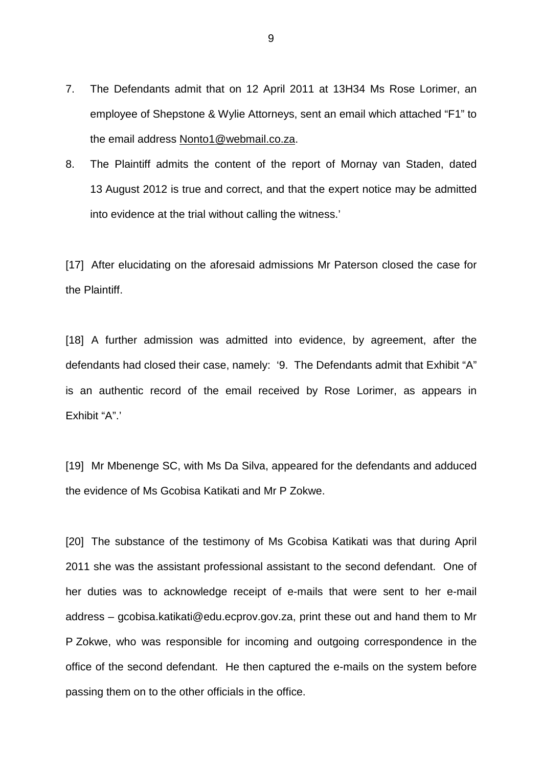7. The Defendants admit that on 12 April 2011 at 13H34 Ms Rose Lorimer, an employee of Shepstone & Wylie Attorneys, sent an email which attached "F1" to the email address Nonto1@webmail.co.za.

8. The Plaintiff admits the content of the report of Mornay van Staden, dated 13 August 2012 is true and correct, and that the expert notice may be admitted into evidence at the trial without calling the witness.'

[17] After elucidating on the aforesaid admissions Mr Paterson closed the case for the Plaintiff.

[18] A further admission was admitted into evidence, by agreement, after the defendants had closed their case, namely: '9. The Defendants admit that Exhibit "A" is an authentic record of the email received by Rose Lorimer, as appears in Exhibit "A".'

[19] Mr Mbenenge SC, with Ms Da Silva, appeared for the defendants and adduced the evidence of Ms Gcobisa Katikati and Mr P Zokwe.

[20] The substance of the testimony of Ms Gcobisa Katikati was that during April 2011 she was the assistant professional assistant to the second defendant. One of her duties was to acknowledge receipt of e-mails that were sent to her e-mail address – gcobisa.katikati@edu.ecprov.gov.za, print these out and hand them to Mr P Zokwe, who was responsible for incoming and outgoing correspondence in the office of the second defendant. He then captured the e-mails on the system before passing them on to the other officials in the office.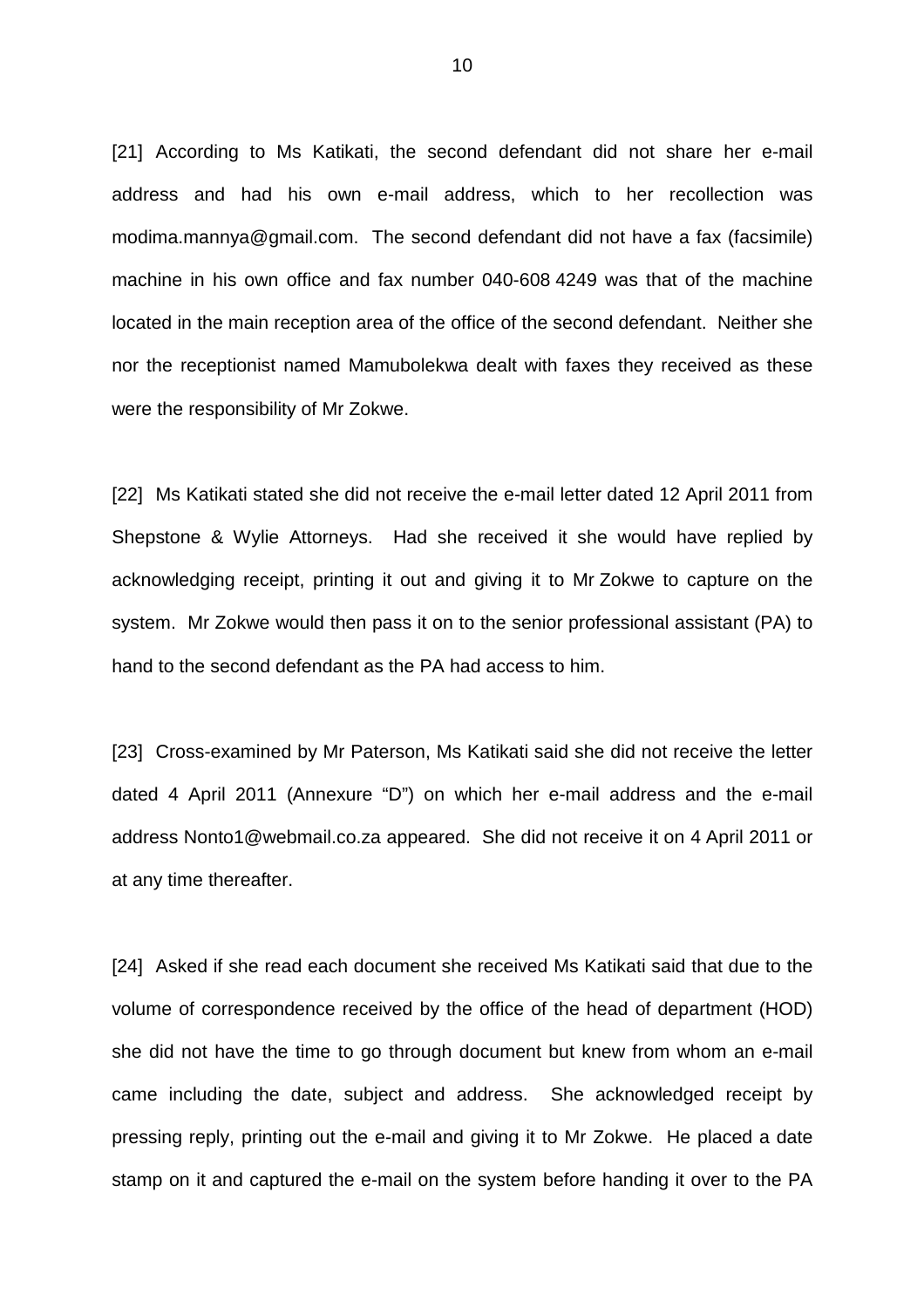[21] According to Ms Katikati, the second defendant did not share her e-mail address and had his own e-mail address, which to her recollection was modima.mannya@gmail.com. The second defendant did not have a fax (facsimile) machine in his own office and fax number 040-608 4249 was that of the machine located in the main reception area of the office of the second defendant. Neither she nor the receptionist named Mamubolekwa dealt with faxes they received as these were the responsibility of Mr Zokwe.

[22] Ms Katikati stated she did not receive the e-mail letter dated 12 April 2011 from Shepstone & Wylie Attorneys. Had she received it she would have replied by acknowledging receipt, printing it out and giving it to Mr Zokwe to capture on the system. Mr Zokwe would then pass it on to the senior professional assistant (PA) to hand to the second defendant as the PA had access to him.

[23] Cross-examined by Mr Paterson, Ms Katikati said she did not receive the letter dated 4 April 2011 (Annexure "D") on which her e-mail address and the e-mail address Nonto1@webmail.co.za appeared. She did not receive it on 4 April 2011 or at any time thereafter.

[24] Asked if she read each document she received Ms Katikati said that due to the volume of correspondence received by the office of the head of department (HOD) she did not have the time to go through document but knew from whom an e-mail came including the date, subject and address. She acknowledged receipt by pressing reply, printing out the e-mail and giving it to Mr Zokwe. He placed a date stamp on it and captured the e-mail on the system before handing it over to the PA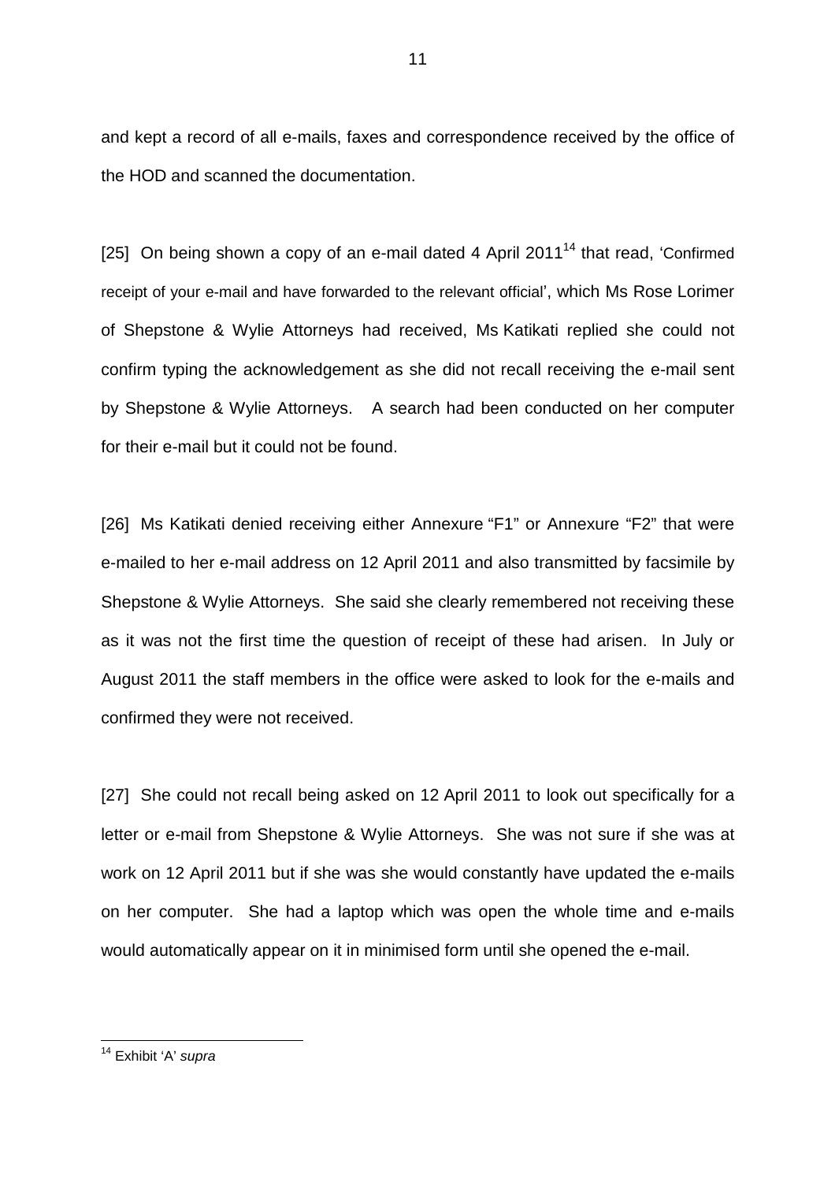and kept a record of all e-mails, faxes and correspondence received by the office of the HOD and scanned the documentation.

[25] On being shown a copy of an e-mail dated 4 April 2011[14] that read, 'Confirmed receipt of your e-mail and have forwarded to the relevant official', which Ms Rose Lorimer of Shepstone & Wylie Attorneys had received, Ms Katikati replied she could not confirm typing the acknowledgement as she did not recall receiving the e-mail sent by Shepstone & Wylie Attorneys. A search had been conducted on her computer for their e-mail but it could not be found.

[26] Ms Katikati denied receiving either Annexure "F1" or Annexure "F2" that were e-mailed to her e-mail address on 12 April 2011 and also transmitted by facsimile by Shepstone & Wylie Attorneys. She said she clearly remembered not receiving these as it was not the first time the question of receipt of these had arisen. In July or August 2011 the staff members in the office were asked to look for the e-mails and confirmed they were not received.

[27] She could not recall being asked on 12 April 2011 to look out specifically for a letter or e-mail from Shepstone & Wylie Attorneys. She was not sure if she was at work on 12 April 2011 but if she was she would constantly have updated the e-mails on her computer. She had a laptop which was open the whole time and e-mails would automatically appear on it in minimised form until she opened the e-mail.

---

[14] Exhibit 'A' *supra*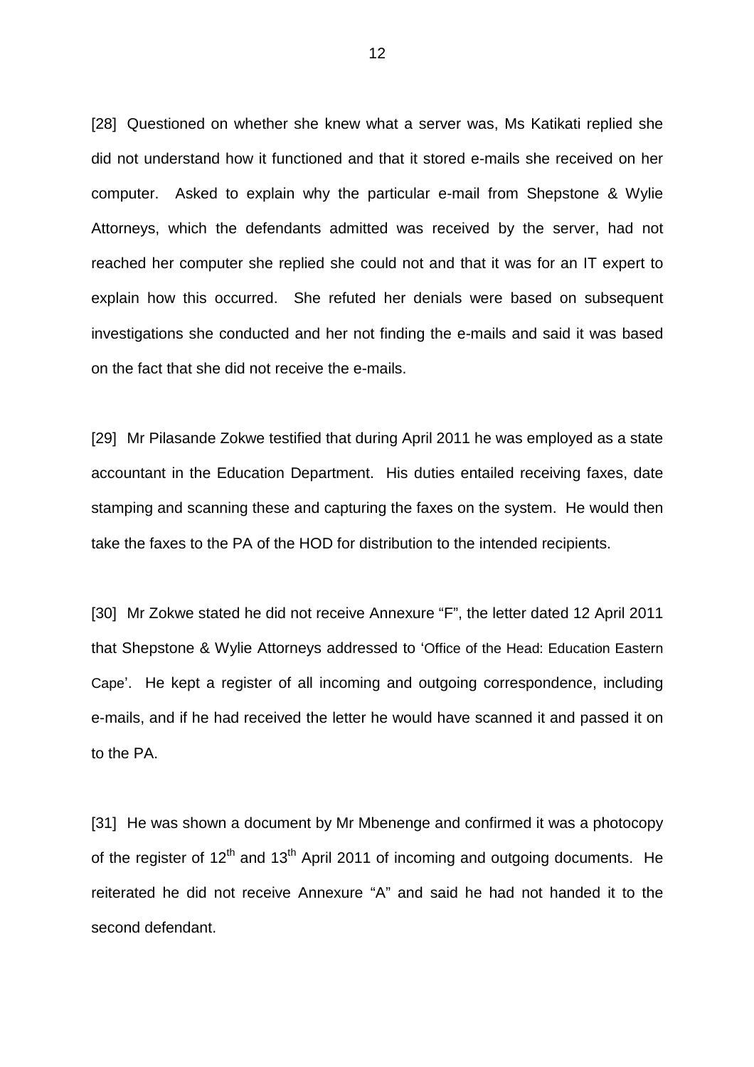[28] Questioned on whether she knew what a server was, Ms Katikati replied she did not understand how it functioned and that it stored e-mails she received on her computer. Asked to explain why the particular e-mail from Shepstone & Wylie Attorneys, which the defendants admitted was received by the server, had not reached her computer she replied she could not and that it was for an IT expert to explain how this occurred. She refuted her denials were based on subsequent investigations she conducted and her not finding the e-mails and said it was based on the fact that she did not receive the e-mails.

[29] Mr Pilasande Zokwe testified that during April 2011 he was employed as a state accountant in the Education Department. His duties entailed receiving faxes, date stamping and scanning these and capturing the faxes on the system. He would then take the faxes to the PA of the HOD for distribution to the intended recipients.

[30] Mr Zokwe stated he did not receive Annexure "F", the letter dated 12 April 2011 that Shepstone & Wylie Attorneys addressed to 'Office of the Head: Education Eastern Cape'. He kept a register of all incoming and outgoing correspondence, including e-mails, and if he had received the letter he would have scanned it and passed it on to the PA.

[31] He was shown a document by Mr Mbenenge and confirmed it was a photocopy of the register of 12th and 13th April 2011 of incoming and outgoing documents. He reiterated he did not receive Annexure "A" and said he had not handed it to the second defendant.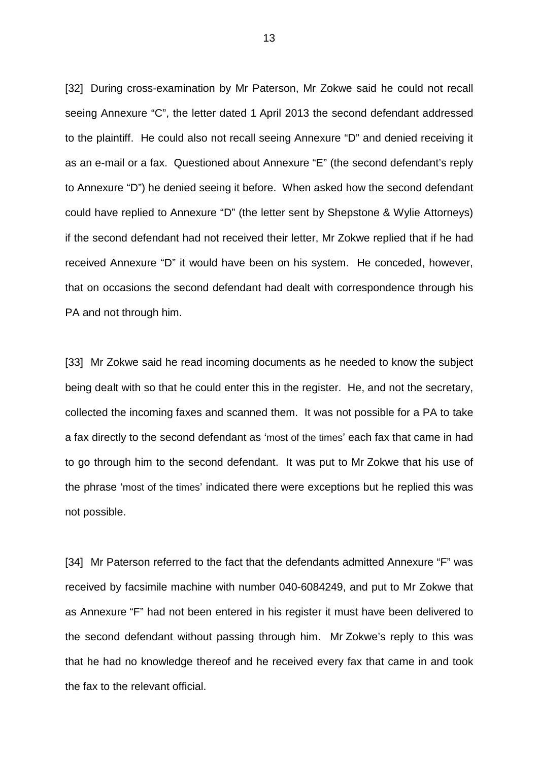[32] During cross-examination by Mr Paterson, Mr Zokwe said he could not recall seeing Annexure "C", the letter dated 1 April 2013 the second defendant addressed to the plaintiff. He could also not recall seeing Annexure "D" and denied receiving it as an e-mail or a fax. Questioned about Annexure "E" (the second defendant's reply to Annexure "D") he denied seeing it before. When asked how the second defendant could have replied to Annexure "D" (the letter sent by Shepstone & Wylie Attorneys) if the second defendant had not received their letter, Mr Zokwe replied that if he had received Annexure "D" it would have been on his system. He conceded, however, that on occasions the second defendant had dealt with correspondence through his PA and not through him.

[33] Mr Zokwe said he read incoming documents as he needed to know the subject being dealt with so that he could enter this in the register. He, and not the secretary, collected the incoming faxes and scanned them. It was not possible for a PA to take a fax directly to the second defendant as 'most of the times' each fax that came in had to go through him to the second defendant. It was put to Mr Zokwe that his use of the phrase 'most of the times' indicated there were exceptions but he replied this was not possible.

[34] Mr Paterson referred to the fact that the defendants admitted Annexure "F" was received by facsimile machine with number 040-6084249, and put to Mr Zokwe that as Annexure "F" had not been entered in his register it must have been delivered to the second defendant without passing through him. Mr Zokwe's reply to this was that he had no knowledge thereof and he received every fax that came in and took the fax to the relevant official.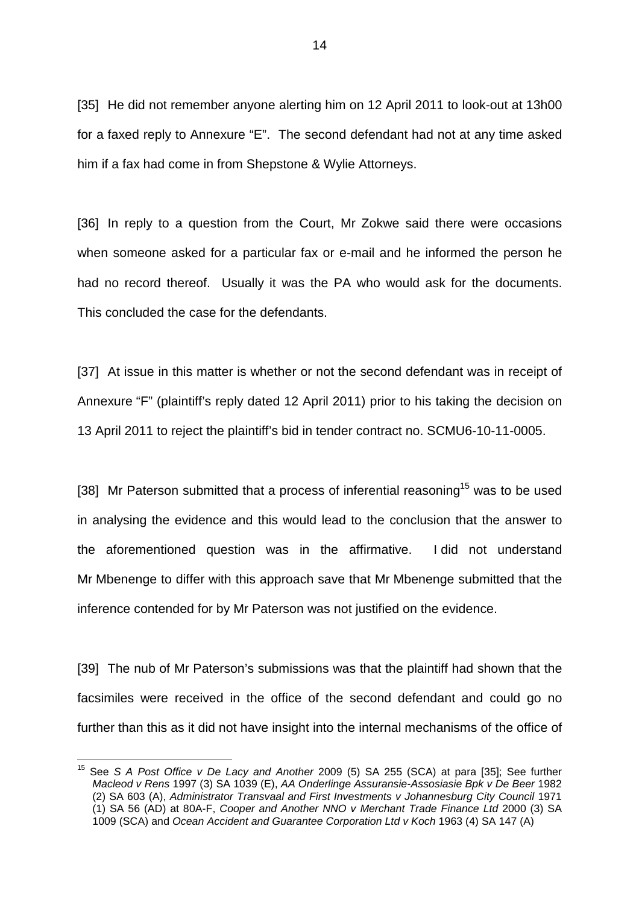[35] He did not remember anyone alerting him on 12 April 2011 to look-out at 13h00 for a faxed reply to Annexure "E". The second defendant had not at any time asked him if a fax had come in from Shepstone & Wylie Attorneys.

[36] In reply to a question from the Court, Mr Zokwe said there were occasions when someone asked for a particular fax or e-mail and he informed the person he had no record thereof. Usually it was the PA who would ask for the documents. This concluded the case for the defendants.

[37] At issue in this matter is whether or not the second defendant was in receipt of Annexure "F" (plaintiff's reply dated 12 April 2011) prior to his taking the decision on 13 April 2011 to reject the plaintiff's bid in tender contract no. SCMU6-10-11-0005.

[38] Mr Paterson submitted that a process of inferential reasoning[15] was to be used in analysing the evidence and this would lead to the conclusion that the answer to the aforementioned question was in the affirmative. I did not understand Mr Mbenenge to differ with this approach save that Mr Mbenenge submitted that the inference contended for by Mr Paterson was not justified on the evidence.

[39] The nub of Mr Paterson's submissions was that the plaintiff had shown that the facsimiles were received in the office of the second defendant and could go no further than this as it did not have insight into the internal mechanisms of the office of

---

[15] See *S A Post Office v De Lacy and Another* 2009 (5) SA 255 (SCA) at para [35]; See further *Macleod v Rens* 1997 (3) SA 1039 (E), *AA Onderlinge Assuransie-Assosiasie Bpk v De Beer* 1982 (2) SA 603 (A), *Administrator Transvaal and First Investments v Johannesburg City Council* 1971 (1) SA 56 (AD) at 80A-F, *Cooper and Another NNO v Merchant Trade Finance Ltd* 2000 (3) SA 1009 (SCA) and *Ocean Accident and Guarantee Corporation Ltd v Koch* 1963 (4) SA 147 (A)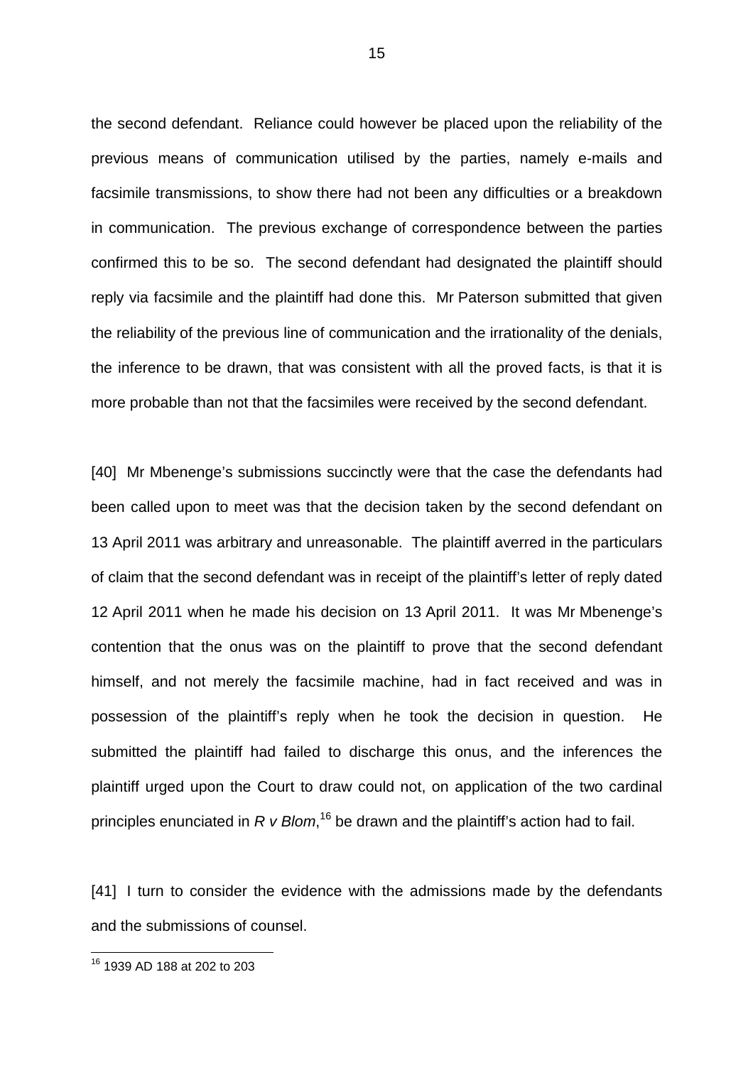the second defendant. Reliance could however be placed upon the reliability of the previous means of communication utilised by the parties, namely e-mails and facsimile transmissions, to show there had not been any difficulties or a breakdown in communication. The previous exchange of correspondence between the parties confirmed this to be so. The second defendant had designated the plaintiff should reply via facsimile and the plaintiff had done this. Mr Paterson submitted that given the reliability of the previous line of communication and the irrationality of the denials, the inference to be drawn, that was consistent with all the proved facts, is that it is more probable than not that the facsimiles were received by the second defendant.

[40] Mr Mbenenge's submissions succinctly were that the case the defendants had been called upon to meet was that the decision taken by the second defendant on 13 April 2011 was arbitrary and unreasonable. The plaintiff averred in the particulars of claim that the second defendant was in receipt of the plaintiff's letter of reply dated 12 April 2011 when he made his decision on 13 April 2011. It was Mr Mbenenge's contention that the onus was on the plaintiff to prove that the second defendant himself, and not merely the facsimile machine, had in fact received and was in possession of the plaintiff's reply when he took the decision in question. He submitted the plaintiff had failed to discharge this onus, and the inferences the plaintiff urged upon the Court to draw could not, on application of the two cardinal principles enunciated in *R v Blom*,[16] be drawn and the plaintiff's action had to fail.

[41] I turn to consider the evidence with the admissions made by the defendants and the submissions of counsel.

---

[16] 1939 AD 188 at 202 to 203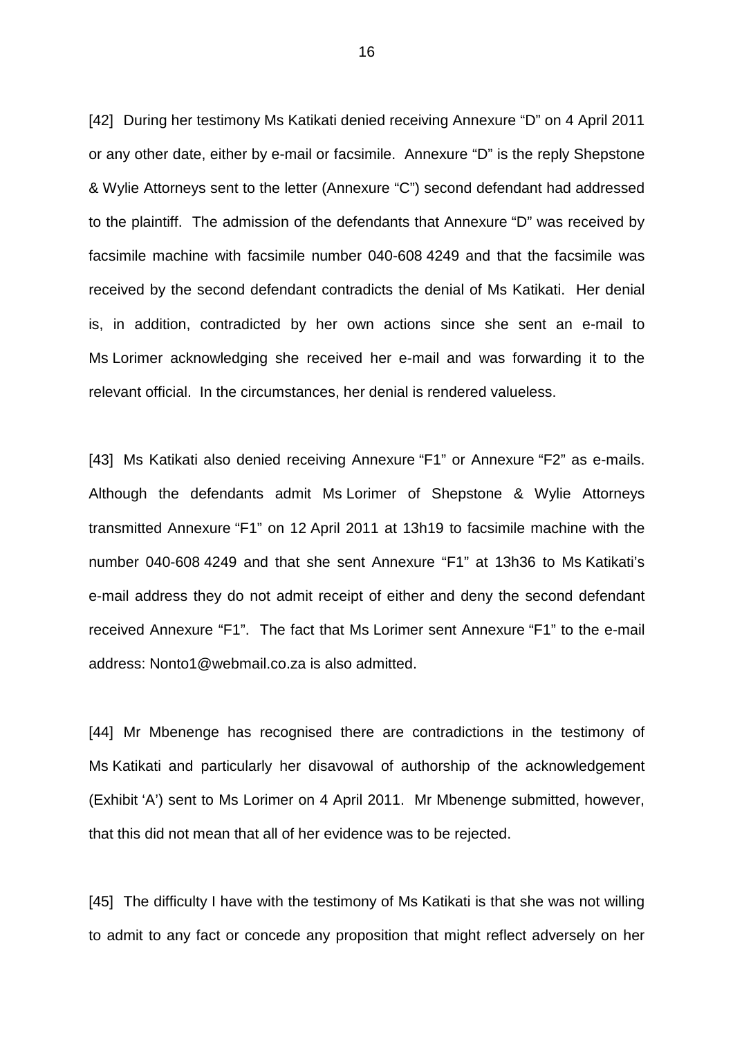[42] During her testimony Ms Katikati denied receiving Annexure "D" on 4 April 2011 or any other date, either by e-mail or facsimile. Annexure "D" is the reply Shepstone & Wylie Attorneys sent to the letter (Annexure "C") second defendant had addressed to the plaintiff. The admission of the defendants that Annexure "D" was received by facsimile machine with facsimile number 040-608 4249 and that the facsimile was received by the second defendant contradicts the denial of Ms Katikati. Her denial is, in addition, contradicted by her own actions since she sent an e-mail to Ms Lorimer acknowledging she received her e-mail and was forwarding it to the relevant official. In the circumstances, her denial is rendered valueless.

[43] Ms Katikati also denied receiving Annexure "F1" or Annexure "F2" as e-mails. Although the defendants admit Ms Lorimer of Shepstone & Wylie Attorneys transmitted Annexure "F1" on 12 April 2011 at 13h19 to facsimile machine with the number 040-608 4249 and that she sent Annexure "F1" at 13h36 to Ms Katikati's e-mail address they do not admit receipt of either and deny the second defendant received Annexure "F1". The fact that Ms Lorimer sent Annexure "F1" to the e-mail address: Nonto1@webmail.co.za is also admitted.

[44] Mr Mbenenge has recognised there are contradictions in the testimony of Ms Katikati and particularly her disavowal of authorship of the acknowledgement (Exhibit 'A') sent to Ms Lorimer on 4 April 2011. Mr Mbenenge submitted, however, that this did not mean that all of her evidence was to be rejected.

[45] The difficulty I have with the testimony of Ms Katikati is that she was not willing to admit to any fact or concede any proposition that might reflect adversely on her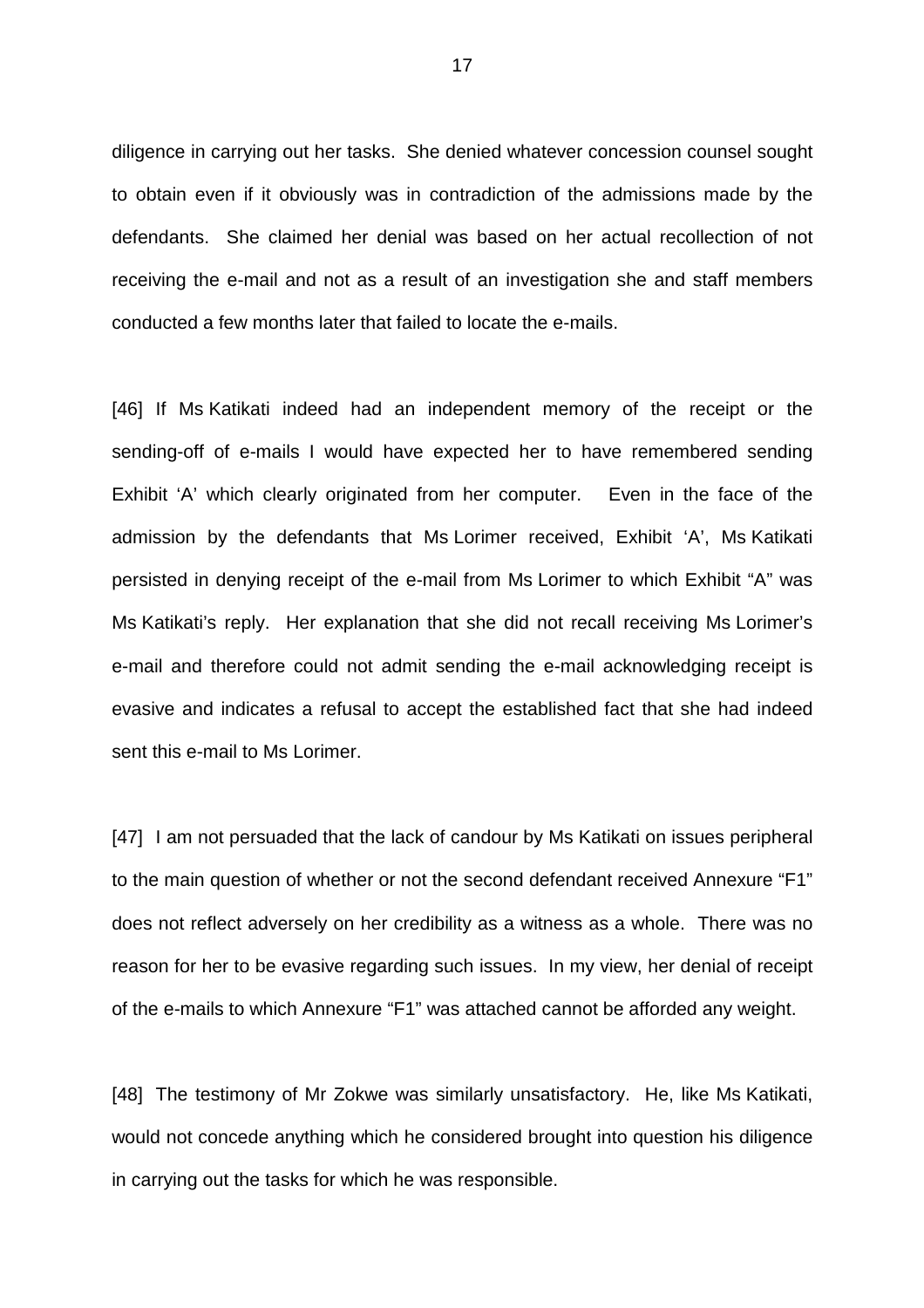diligence in carrying out her tasks. She denied whatever concession counsel sought to obtain even if it obviously was in contradiction of the admissions made by the defendants. She claimed her denial was based on her actual recollection of not receiving the e-mail and not as a result of an investigation she and staff members conducted a few months later that failed to locate the e-mails.

[46] If Ms Katikati indeed had an independent memory of the receipt or the sending-off of e-mails I would have expected her to have remembered sending Exhibit 'A' which clearly originated from her computer. Even in the face of the admission by the defendants that Ms Lorimer received, Exhibit 'A', Ms Katikati persisted in denying receipt of the e-mail from Ms Lorimer to which Exhibit "A" was Ms Katikati's reply. Her explanation that she did not recall receiving Ms Lorimer's e-mail and therefore could not admit sending the e-mail acknowledging receipt is evasive and indicates a refusal to accept the established fact that she had indeed sent this e-mail to Ms Lorimer.

[47] I am not persuaded that the lack of candour by Ms Katikati on issues peripheral to the main question of whether or not the second defendant received Annexure "F1" does not reflect adversely on her credibility as a witness as a whole. There was no reason for her to be evasive regarding such issues. In my view, her denial of receipt of the e-mails to which Annexure "F1" was attached cannot be afforded any weight.

[48] The testimony of Mr Zokwe was similarly unsatisfactory. He, like Ms Katikati, would not concede anything which he considered brought into question his diligence in carrying out the tasks for which he was responsible.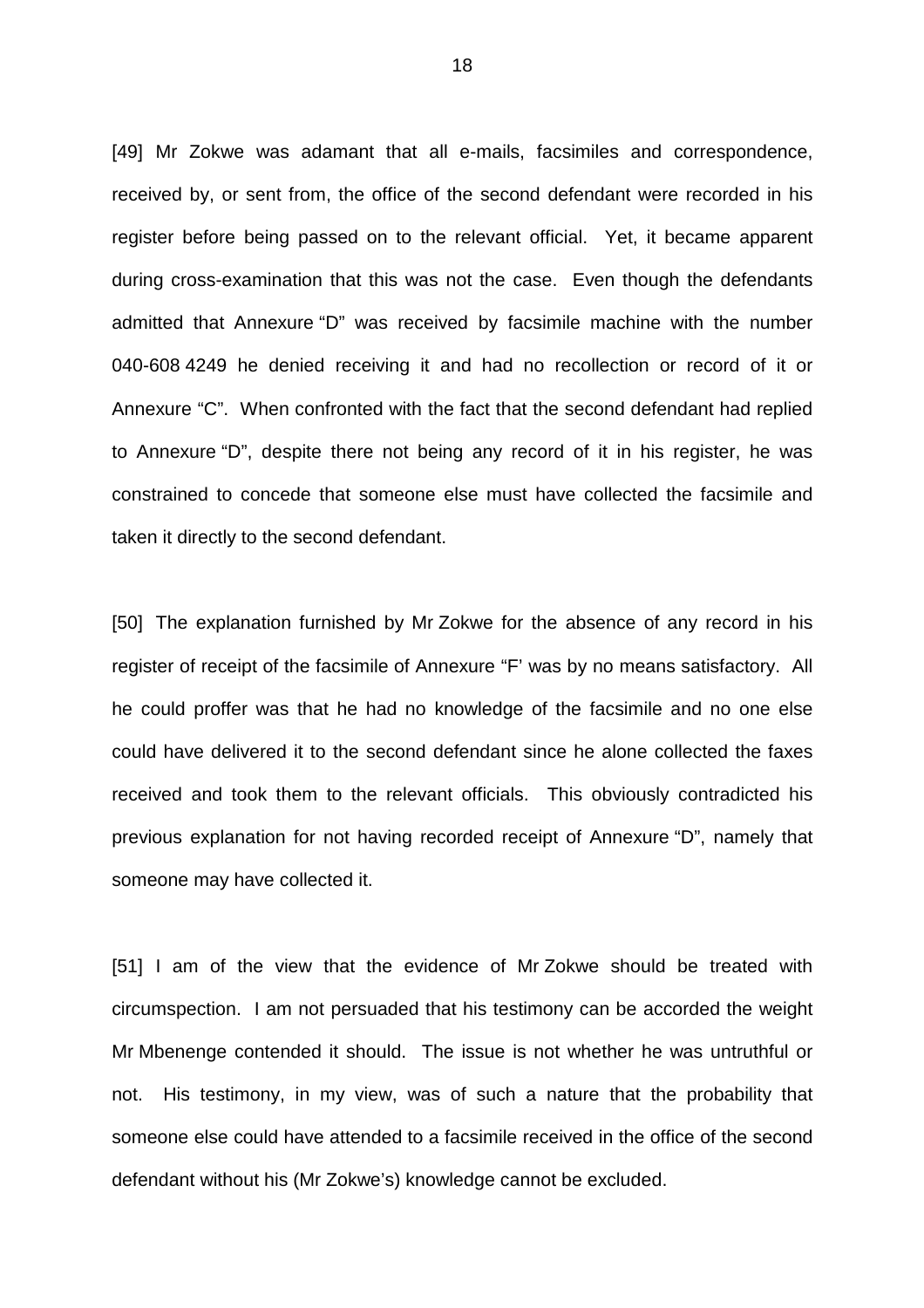[49] Mr Zokwe was adamant that all e-mails, facsimiles and correspondence, received by, or sent from, the office of the second defendant were recorded in his register before being passed on to the relevant official. Yet, it became apparent during cross-examination that this was not the case. Even though the defendants admitted that Annexure "D" was received by facsimile machine with the number 040-608 4249 he denied receiving it and had no recollection or record of it or Annexure "C". When confronted with the fact that the second defendant had replied to Annexure "D", despite there not being any record of it in his register, he was constrained to concede that someone else must have collected the facsimile and taken it directly to the second defendant.

[50] The explanation furnished by Mr Zokwe for the absence of any record in his register of receipt of the facsimile of Annexure "F' was by no means satisfactory. All he could proffer was that he had no knowledge of the facsimile and no one else could have delivered it to the second defendant since he alone collected the faxes received and took them to the relevant officials. This obviously contradicted his previous explanation for not having recorded receipt of Annexure "D", namely that someone may have collected it.

[51] I am of the view that the evidence of Mr Zokwe should be treated with circumspection. I am not persuaded that his testimony can be accorded the weight Mr Mbenenge contended it should. The issue is not whether he was untruthful or not. His testimony, in my view, was of such a nature that the probability that someone else could have attended to a facsimile received in the office of the second defendant without his (Mr Zokwe's) knowledge cannot be excluded.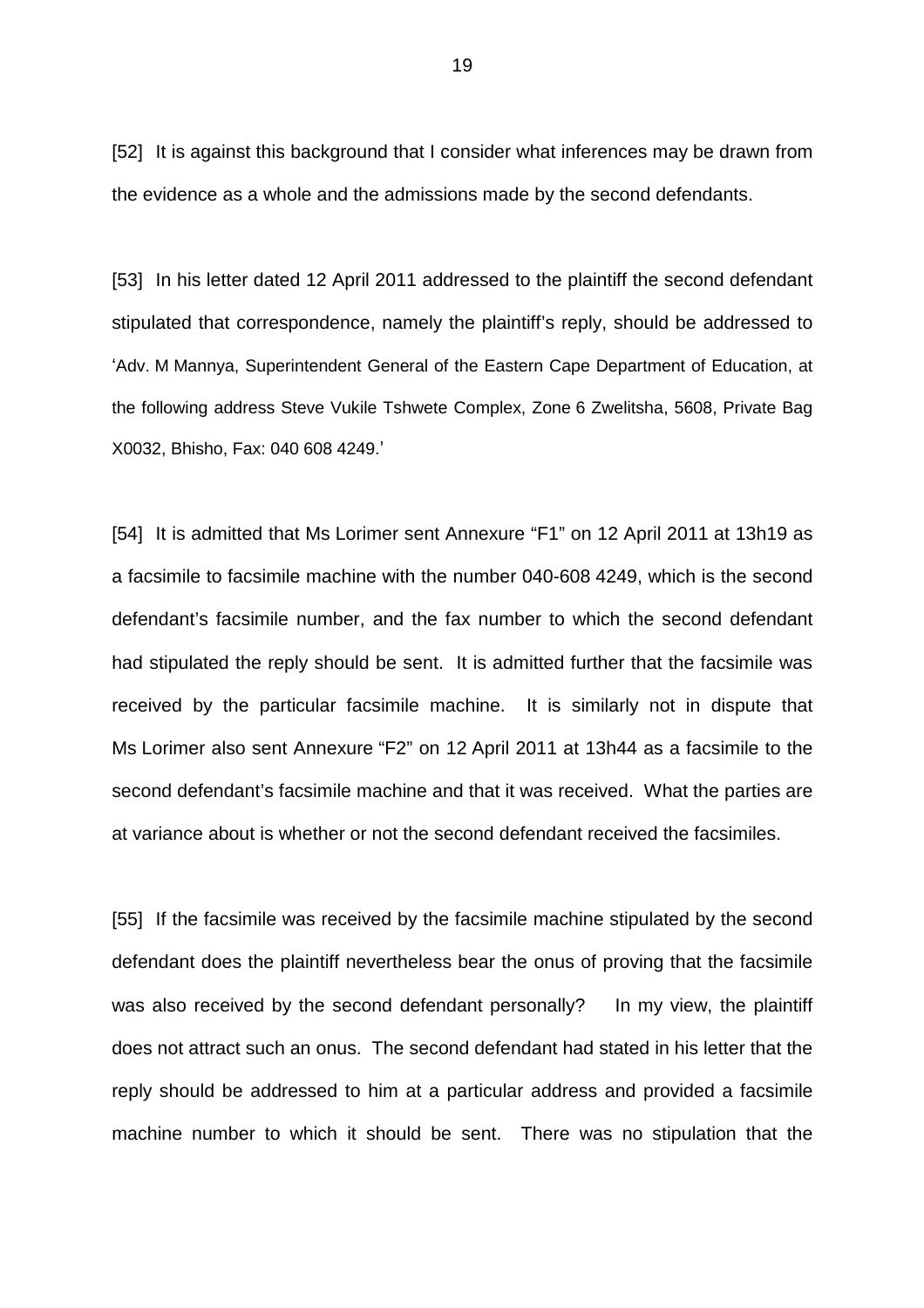[52] It is against this background that I consider what inferences may be drawn from the evidence as a whole and the admissions made by the second defendants.

[53] In his letter dated 12 April 2011 addressed to the plaintiff the second defendant stipulated that correspondence, namely the plaintiff's reply, should be addressed to 'Adv. M Mannya, Superintendent General of the Eastern Cape Department of Education, at the following address Steve Vukile Tshwete Complex, Zone 6 Zwelitsha, 5608, Private Bag X0032, Bhisho, Fax: 040 608 4249.'

[54] It is admitted that Ms Lorimer sent Annexure "F1" on 12 April 2011 at 13h19 as a facsimile to facsimile machine with the number 040-608 4249, which is the second defendant's facsimile number, and the fax number to which the second defendant had stipulated the reply should be sent. It is admitted further that the facsimile was received by the particular facsimile machine. It is similarly not in dispute that Ms Lorimer also sent Annexure "F2" on 12 April 2011 at 13h44 as a facsimile to the second defendant's facsimile machine and that it was received. What the parties are at variance about is whether or not the second defendant received the facsimiles.

[55] If the facsimile was received by the facsimile machine stipulated by the second defendant does the plaintiff nevertheless bear the onus of proving that the facsimile was also received by the second defendant personally? In my view, the plaintiff does not attract such an onus. The second defendant had stated in his letter that the reply should be addressed to him at a particular address and provided a facsimile machine number to which it should be sent. There was no stipulation that the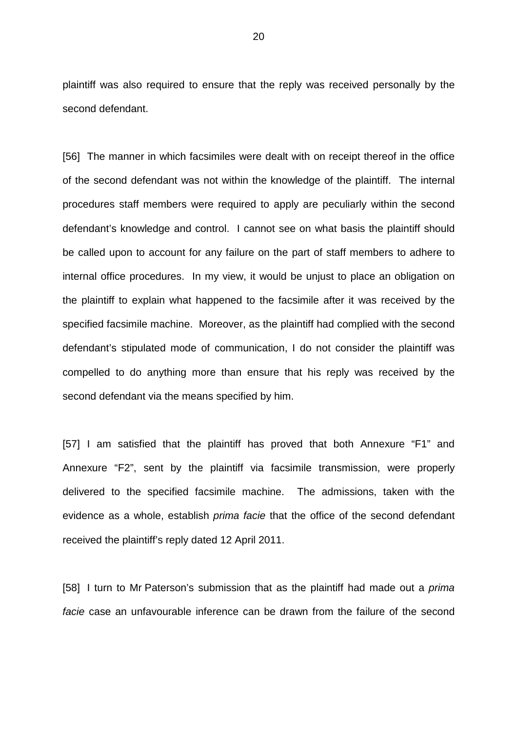plaintiff was also required to ensure that the reply was received personally by the second defendant.

[56] The manner in which facsimiles were dealt with on receipt thereof in the office of the second defendant was not within the knowledge of the plaintiff. The internal procedures staff members were required to apply are peculiarly within the second defendant's knowledge and control. I cannot see on what basis the plaintiff should be called upon to account for any failure on the part of staff members to adhere to internal office procedures. In my view, it would be unjust to place an obligation on the plaintiff to explain what happened to the facsimile after it was received by the specified facsimile machine. Moreover, as the plaintiff had complied with the second defendant's stipulated mode of communication, I do not consider the plaintiff was compelled to do anything more than ensure that his reply was received by the second defendant via the means specified by him.

[57] I am satisfied that the plaintiff has proved that both Annexure "F1" and Annexure "F2", sent by the plaintiff via facsimile transmission, were properly delivered to the specified facsimile machine. The admissions, taken with the evidence as a whole, establish *prima facie* that the office of the second defendant received the plaintiff's reply dated 12 April 2011.

[58] I turn to Mr Paterson's submission that as the plaintiff had made out a *prima facie* case an unfavourable inference can be drawn from the failure of the second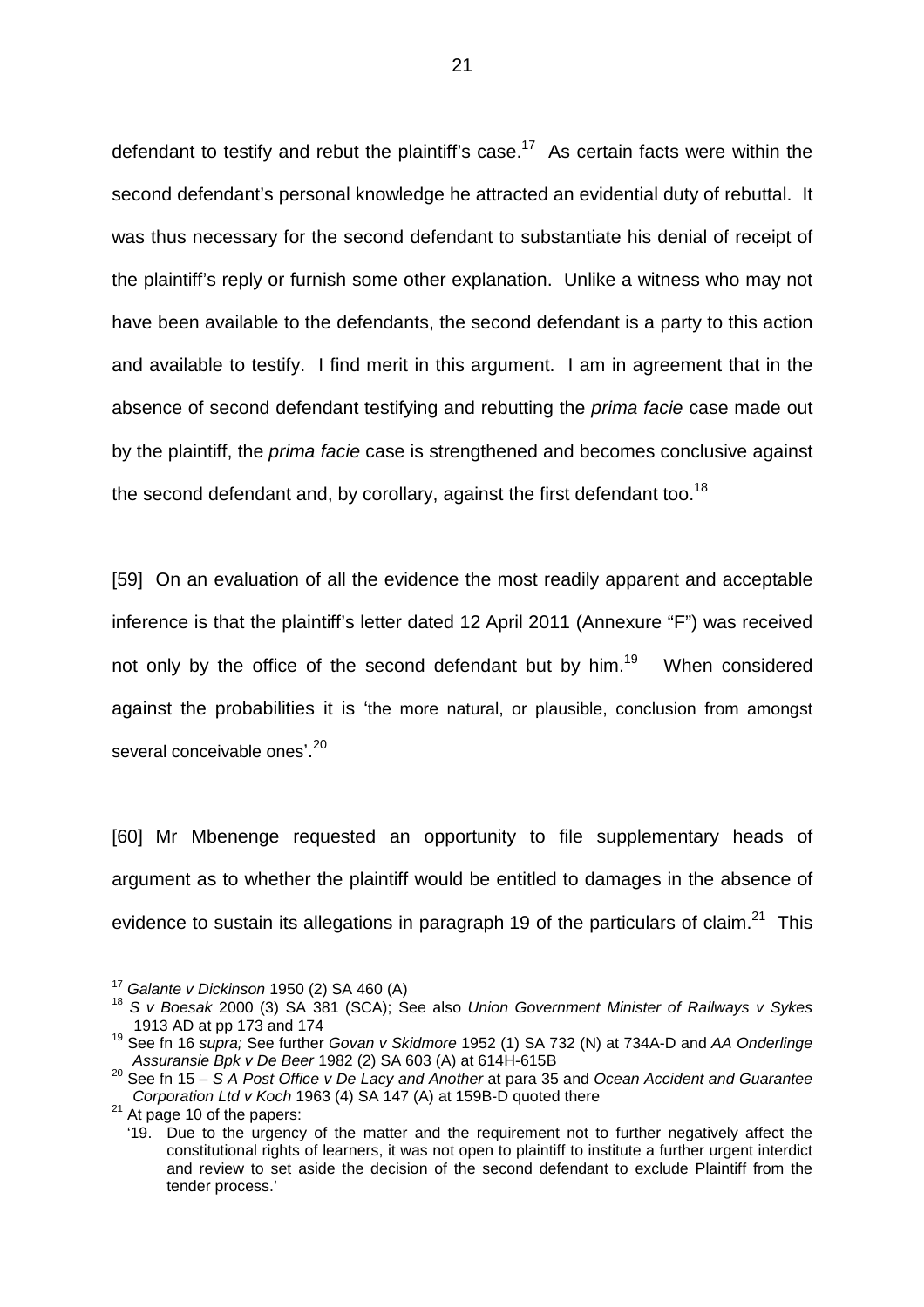defendant to testify and rebut the plaintiff's case.[17] As certain facts were within the second defendant's personal knowledge he attracted an evidential duty of rebuttal. It was thus necessary for the second defendant to substantiate his denial of receipt of the plaintiff's reply or furnish some other explanation. Unlike a witness who may not have been available to the defendants, the second defendant is a party to this action and available to testify. I find merit in this argument. I am in agreement that in the absence of second defendant testifying and rebutting the *prima facie* case made out by the plaintiff, the *prima facie* case is strengthened and becomes conclusive against the second defendant and, by corollary, against the first defendant too.[18]

[59] On an evaluation of all the evidence the most readily apparent and acceptable inference is that the plaintiff's letter dated 12 April 2011 (Annexure "F") was received not only by the office of the second defendant but by him.[19] When considered against the probabilities it is 'the more natural, or plausible, conclusion from amongst several conceivable ones'.[20]

[60] Mr Mbenenge requested an opportunity to file supplementary heads of argument as to whether the plaintiff would be entitled to damages in the absence of evidence to sustain its allegations in paragraph 19 of the particulars of claim.[21] This

---

[17] *Galante v Dickinson* 1950 (2) SA 460 (A)

[18] *S v Boesak* 2000 (3) SA 381 (SCA); See also *Union Government Minister of Railways v Sykes* 1913 AD at pp 173 and 174

[19] See fn 16 *supra;* See further *Govan v Skidmore* 1952 (1) SA 732 (N) at 734A-D and *AA Onderlinge Assuransie Bpk v De Beer* 1982 (2) SA 603 (A) at 614H-615B

[20] See fn 15 – *S A Post Office v De Lacy and Another* at para 35 and *Ocean Accident and Guarantee Corporation Ltd v Koch* 1963 (4) SA 147 (A) at 159B-D quoted there

[21] At page 10 of the papers:

'19. Due to the urgency of the matter and the requirement not to further negatively affect the constitutional rights of learners, it was not open to plaintiff to institute a further urgent interdict and review to set aside the decision of the second defendant to exclude Plaintiff from the tender process.'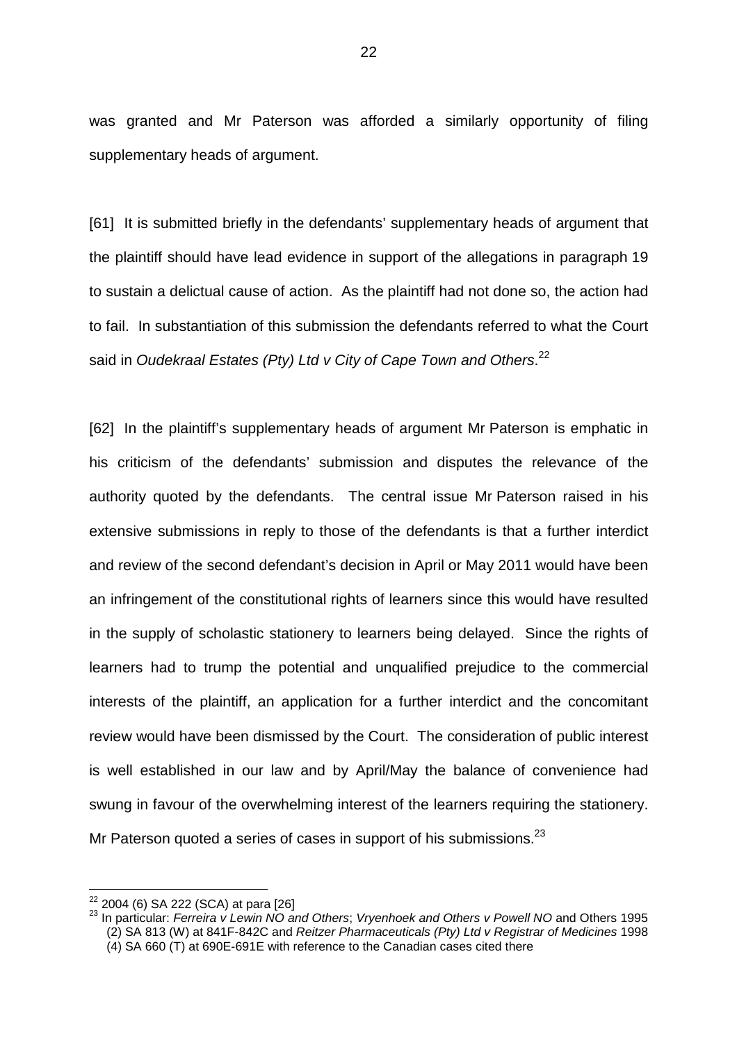was granted and Mr Paterson was afforded a similarly opportunity of filing supplementary heads of argument.

[61] It is submitted briefly in the defendants' supplementary heads of argument that the plaintiff should have lead evidence in support of the allegations in paragraph 19 to sustain a delictual cause of action. As the plaintiff had not done so, the action had to fail. In substantiation of this submission the defendants referred to what the Court said in *Oudekraal Estates (Pty) Ltd v City of Cape Town and Others*.[22]

[62] In the plaintiff's supplementary heads of argument Mr Paterson is emphatic in his criticism of the defendants' submission and disputes the relevance of the authority quoted by the defendants. The central issue Mr Paterson raised in his extensive submissions in reply to those of the defendants is that a further interdict and review of the second defendant's decision in April or May 2011 would have been an infringement of the constitutional rights of learners since this would have resulted in the supply of scholastic stationery to learners being delayed. Since the rights of learners had to trump the potential and unqualified prejudice to the commercial interests of the plaintiff, an application for a further interdict and the concomitant review would have been dismissed by the Court. The consideration of public interest is well established in our law and by April/May the balance of convenience had swung in favour of the overwhelming interest of the learners requiring the stationery. Mr Paterson quoted a series of cases in support of his submissions.[23]

---

[22] 2004 (6) SA 222 (SCA) at para [26]

[23] In particular: *Ferreira v Lewin NO and Others*; *Vryenhoek and Others v Powell NO* and Others 1995 (2) SA 813 (W) at 841F-842C and *Reitzer Pharmaceuticals (Pty) Ltd v Registrar of Medicines* 1998 (4) SA 660 (T) at 690E-691E with reference to the Canadian cases cited there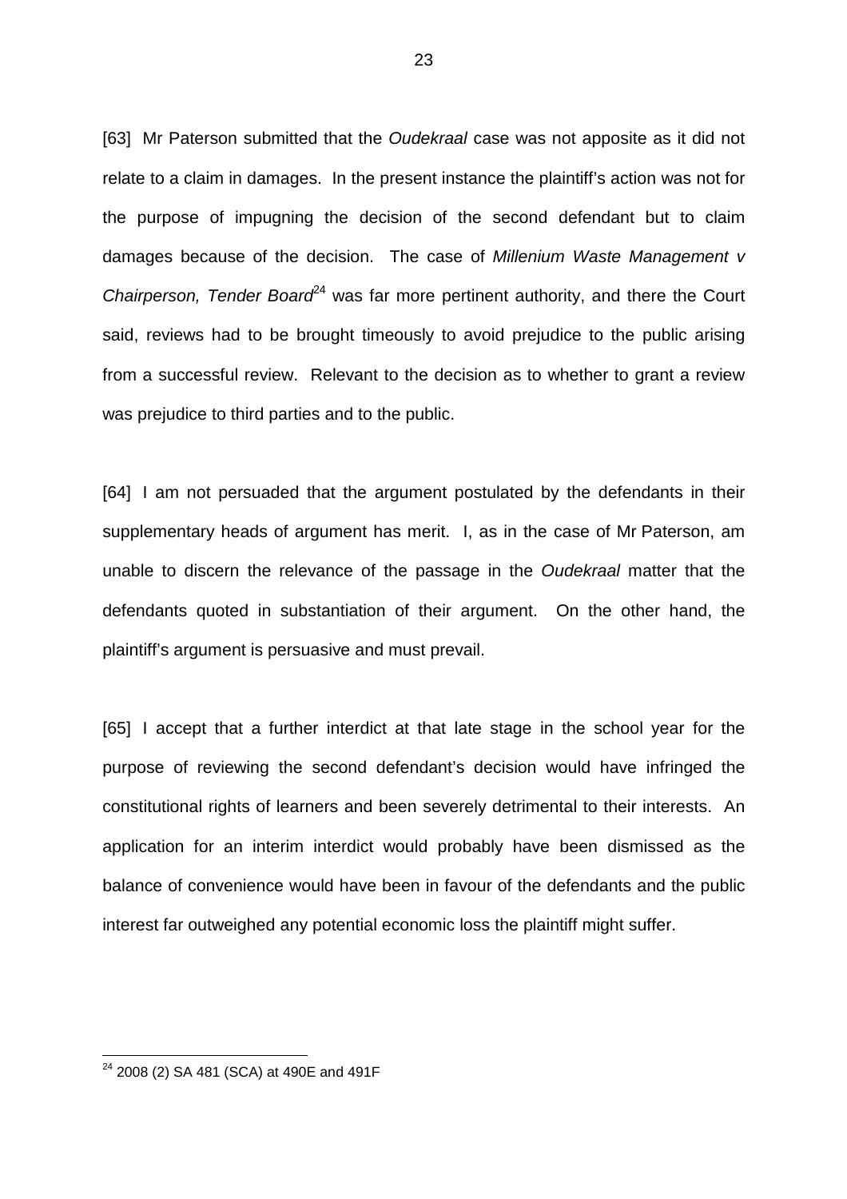[63] Mr Paterson submitted that the *Oudekraal* case was not apposite as it did not relate to a claim in damages. In the present instance the plaintiff's action was not for the purpose of impugning the decision of the second defendant but to claim damages because of the decision. The case of *Millenium Waste Management v Chairperson, Tender Board*[24] was far more pertinent authority, and there the Court said, reviews had to be brought timeously to avoid prejudice to the public arising from a successful review. Relevant to the decision as to whether to grant a review was prejudice to third parties and to the public.

[64] I am not persuaded that the argument postulated by the defendants in their supplementary heads of argument has merit. I, as in the case of Mr Paterson, am unable to discern the relevance of the passage in the *Oudekraal* matter that the defendants quoted in substantiation of their argument. On the other hand, the plaintiff's argument is persuasive and must prevail.

[65] I accept that a further interdict at that late stage in the school year for the purpose of reviewing the second defendant's decision would have infringed the constitutional rights of learners and been severely detrimental to their interests. An application for an interim interdict would probably have been dismissed as the balance of convenience would have been in favour of the defendants and the public interest far outweighed any potential economic loss the plaintiff might suffer.

---

[24] 2008 (2) SA 481 (SCA) at 490E and 491F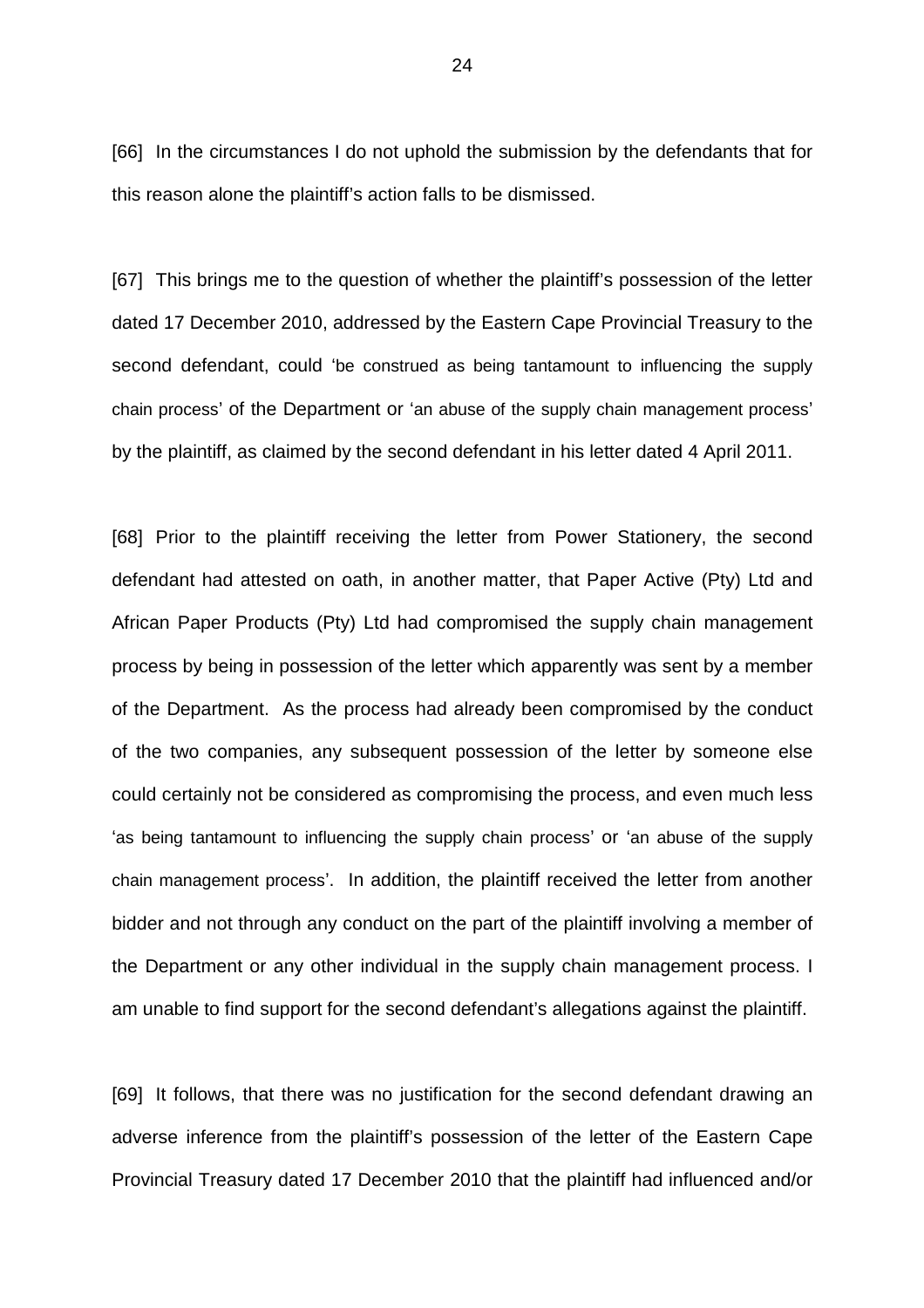[66] In the circumstances I do not uphold the submission by the defendants that for this reason alone the plaintiff's action falls to be dismissed.

[67] This brings me to the question of whether the plaintiff's possession of the letter dated 17 December 2010, addressed by the Eastern Cape Provincial Treasury to the second defendant, could 'be construed as being tantamount to influencing the supply chain process' of the Department or 'an abuse of the supply chain management process' by the plaintiff, as claimed by the second defendant in his letter dated 4 April 2011.

[68] Prior to the plaintiff receiving the letter from Power Stationery, the second defendant had attested on oath, in another matter, that Paper Active (Pty) Ltd and African Paper Products (Pty) Ltd had compromised the supply chain management process by being in possession of the letter which apparently was sent by a member of the Department. As the process had already been compromised by the conduct of the two companies, any subsequent possession of the letter by someone else could certainly not be considered as compromising the process, and even much less 'as being tantamount to influencing the supply chain process' or 'an abuse of the supply chain management process'. In addition, the plaintiff received the letter from another bidder and not through any conduct on the part of the plaintiff involving a member of the Department or any other individual in the supply chain management process. I am unable to find support for the second defendant's allegations against the plaintiff.

[69] It follows, that there was no justification for the second defendant drawing an adverse inference from the plaintiff's possession of the letter of the Eastern Cape Provincial Treasury dated 17 December 2010 that the plaintiff had influenced and/or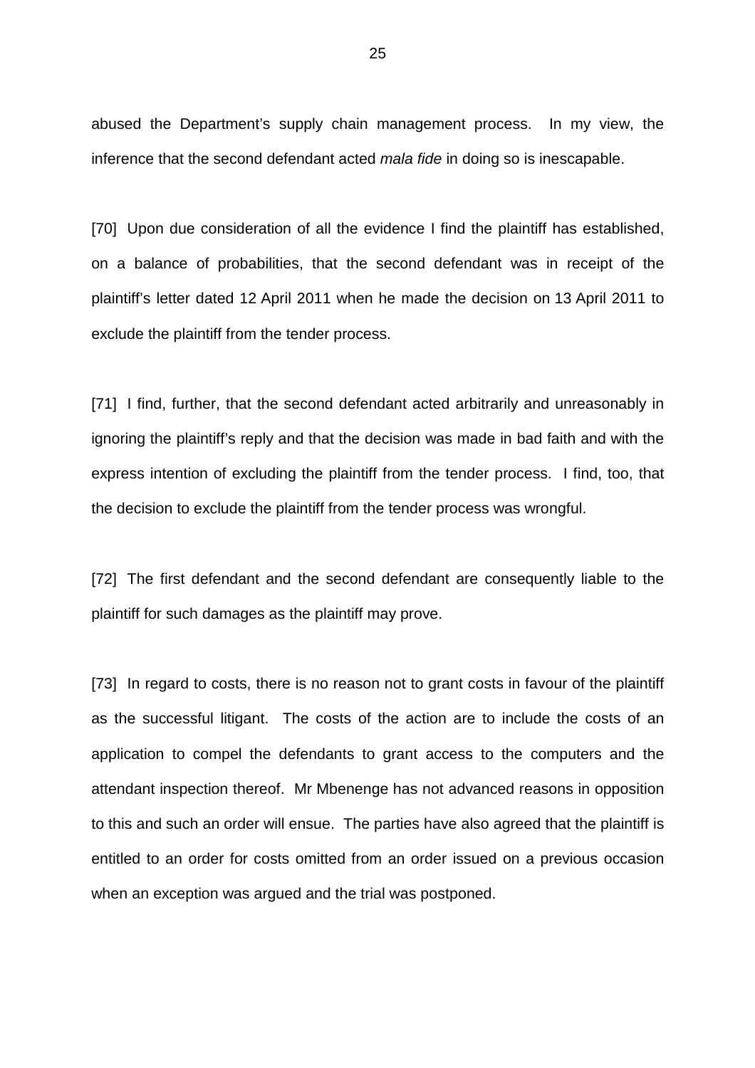abused the Department's supply chain management process. In my view, the inference that the second defendant acted *mala fide* in doing so is inescapable.

[70] Upon due consideration of all the evidence I find the plaintiff has established, on a balance of probabilities, that the second defendant was in receipt of the plaintiff's letter dated 12 April 2011 when he made the decision on 13 April 2011 to exclude the plaintiff from the tender process.

[71] I find, further, that the second defendant acted arbitrarily and unreasonably in ignoring the plaintiff's reply and that the decision was made in bad faith and with the express intention of excluding the plaintiff from the tender process. I find, too, that the decision to exclude the plaintiff from the tender process was wrongful.

[72] The first defendant and the second defendant are consequently liable to the plaintiff for such damages as the plaintiff may prove.

[73] In regard to costs, there is no reason not to grant costs in favour of the plaintiff as the successful litigant. The costs of the action are to include the costs of an application to compel the defendants to grant access to the computers and the attendant inspection thereof. Mr Mbenenge has not advanced reasons in opposition to this and such an order will ensue. The parties have also agreed that the plaintiff is entitled to an order for costs omitted from an order issued on a previous occasion when an exception was argued and the trial was postponed.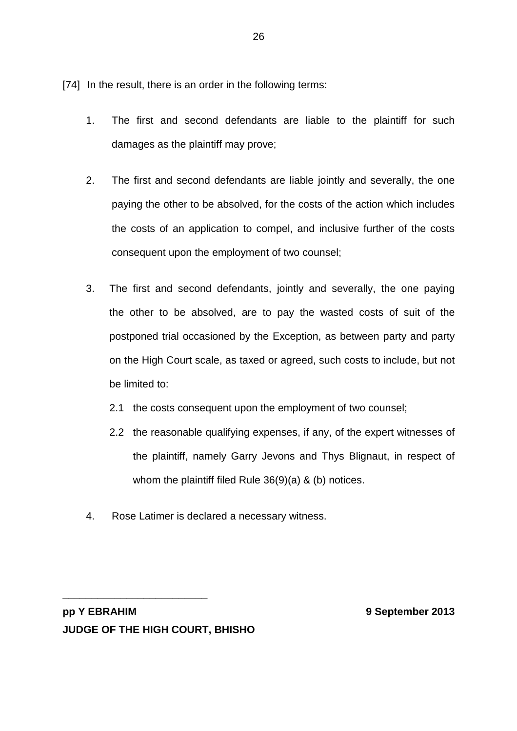[74] In the result, there is an order in the following terms:

1. The first and second defendants are liable to the plaintiff for such damages as the plaintiff may prove;

2. The first and second defendants are liable jointly and severally, the one paying the other to be absolved, for the costs of the action which includes the costs of an application to compel, and inclusive further of the costs consequent upon the employment of two counsel;

3. The first and second defendants, jointly and severally, the one paying the other to be absolved, are to pay the wasted costs of suit of the postponed trial occasioned by the Exception, as between party and party on the High Court scale, as taxed or agreed, such costs to include, but not be limited to:

   2.1 the costs consequent upon the employment of two counsel;

   2.2 the reasonable qualifying expenses, if any, of the expert witnesses of the plaintiff, namely Garry Jevons and Thys Blignaut, in respect of whom the plaintiff filed Rule 36(9)(a) & (b) notices.

4. Rose Latimer is declared a necessary witness.

\_\_\_\_\_\_\_\_\_\_\_\_\_\_\_\_\_\_\_\_\_\_\_\_\_\_\_\_

**pp Y EBRAHIM** **9 September 2013**
**JUDGE OF THE HIGH COURT, BHISHO**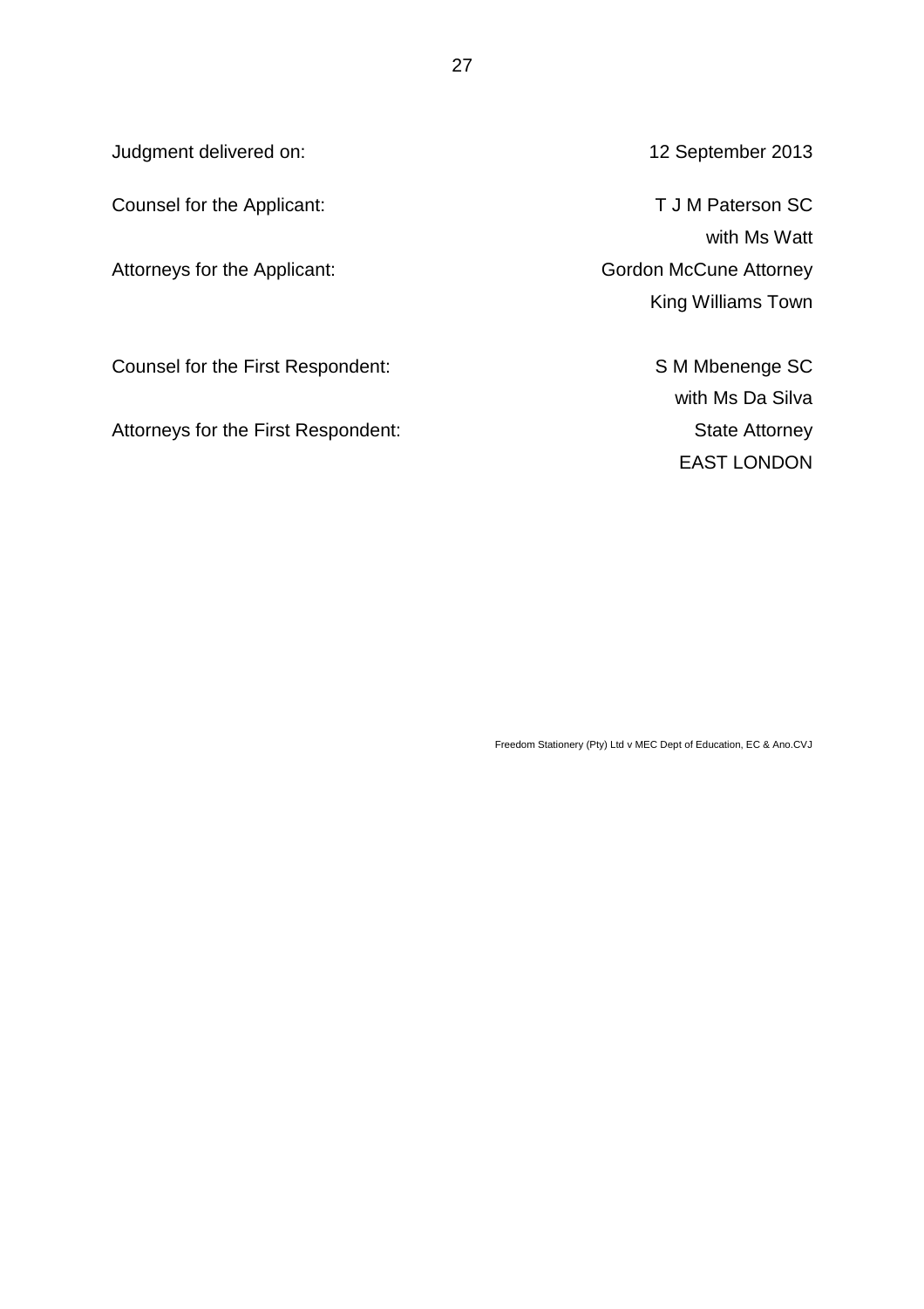| | |
|---|---|
| Judgment delivered on: | 12 September 2013 |
| Counsel for the Applicant: | T J M Paterson SC with Ms Watt |
| Attorneys for the Applicant: | Gordon McCune Attorney King Williams Town |
| Counsel for the First Respondent: | S M Mbenenge SC with Ms Da Silva |
| Attorneys for the First Respondent: | State Attorney EAST LONDON |

Freedom Stationery (Pty) Ltd v MEC Dept of Education, EC & Ano.CVJ